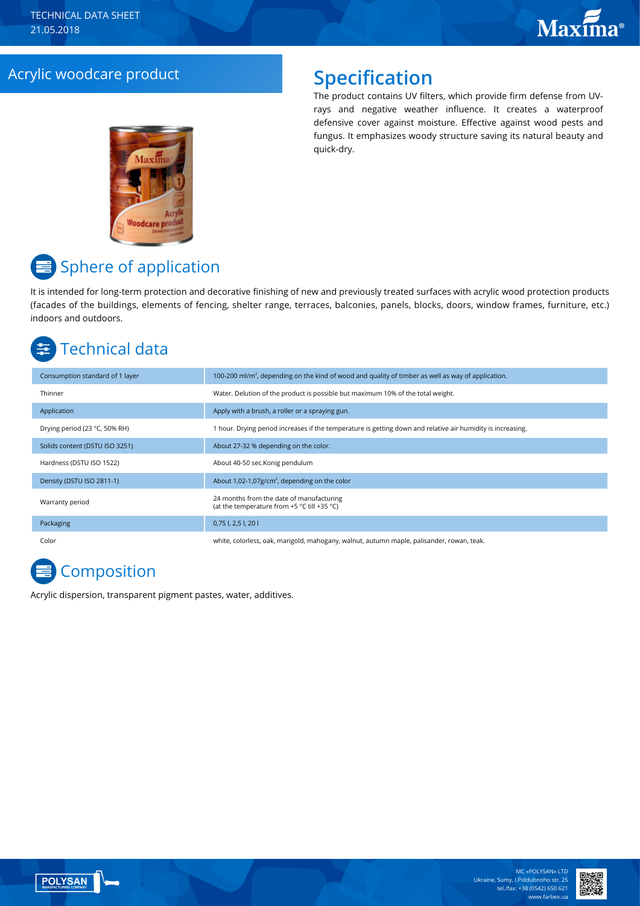TECHNICAL DATA SHEET
21.05.2018

# Acrylic woodcare product

## Specification

The product contains UV filters, which provide firm defense from UV-rays and negative weather influence. It creates a waterproof defensive cover against moisture. Effective against wood pests and fungus. It emphasizes woody structure saving its natural beauty and quick-dry.

## Sphere of application

It is intended for long-term protection and decorative finishing of new and previously treated surfaces with acrylic wood protection products (facades of the buildings, elements of fencing, shelter range, terraces, balconies, panels, blocks, doors, window frames, furniture, etc.) indoors and outdoors.

## Technical data

| | |
|---|---|
| Consumption standard of 1 layer | 100-200 ml/m², depending on the kind of wood and quality of timber as well as way of application. |
| Thinner | Water. Delution of the product is possible but maximum 10% of the total weight. |
| Application | Apply with a brush, a roller or a spraying gun. |
| Drying period (23 °C, 50% RH) | 1 hour. Drying period increases if the temperature is getting down and relative air humidity is increasing. |
| Solids content (DSTU ISO 3251) | About 27-32 % depending on the color. |
| Hardness (DSTU ISO 1522) | About 40-50 sec.Konig pendulum |
| Density (DSTU ISO 2811-1) | About 1,02-1,07g/cm³, depending on the color |
| Warranty period | 24 months from the date of manufacturing (at the temperature from +5 °C till +35 °C) |
| Packaging | 0,75 l, 2,5 l, 20 l |
| Color | white, colorless, oak, marigold, mahogany, walnut, autumn maple, palisander, rowan, teak. |

## Composition

Acrylic dispersion, transparent pigment pastes, water, additives.

MC «POLYSAN» LTD
Ukraine, Sumy, I.Piddubnoho str. 25
tel./fax: +38 (0542) 650 621
www.farbex.ua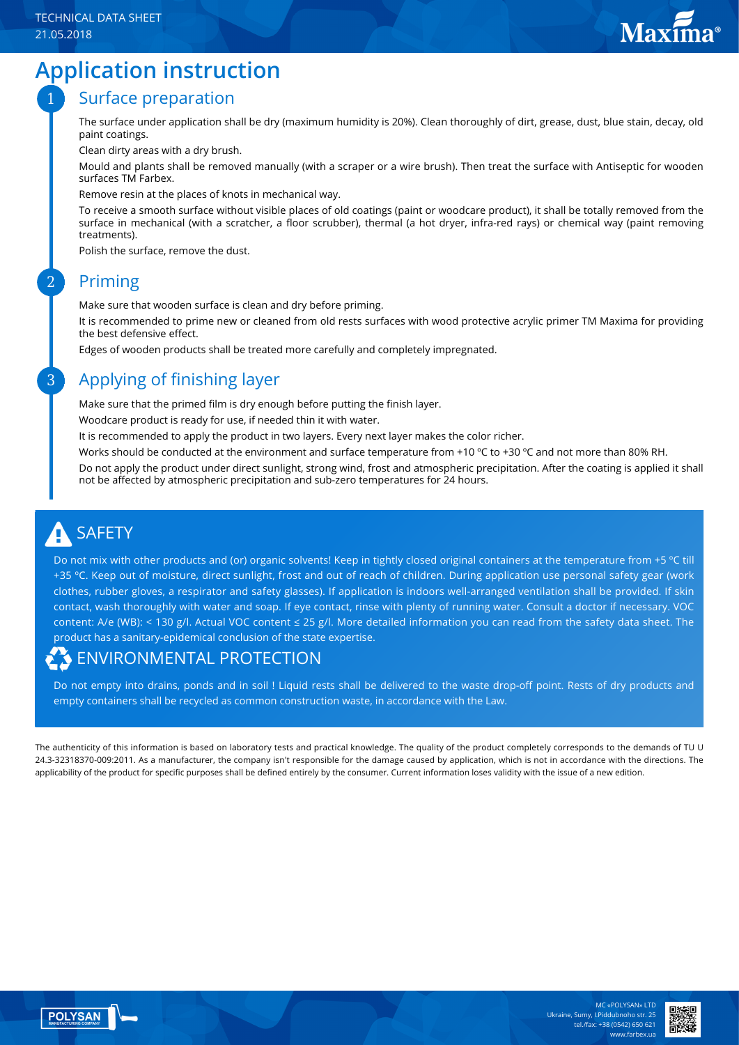# Application instruction

## 1 Surface preparation

The surface under application shall be dry (maximum humidity is 20%). Clean thoroughly of dirt, grease, dust, blue stain, decay, old paint coatings.

Clean dirty areas with a dry brush.

Mould and plants shall be removed manually (with a scraper or a wire brush). Then treat the surface with Antiseptic for wooden surfaces TM Farbex.

Remove resin at the places of knots in mechanical way.

To receive a smooth surface without visible places of old coatings (paint or woodcare product), it shall be totally removed from the surface in mechanical (with a scratcher, a floor scrubber), thermal (a hot dryer, infra-red rays) or chemical way (paint removing treatments).

Polish the surface, remove the dust.

## 2 Priming

Make sure that wooden surface is clean and dry before priming.

It is recommended to prime new or cleaned from old rests surfaces with wood protective acrylic primer TM Maxima for providing the best defensive effect.

Edges of wooden products shall be treated more carefully and completely impregnated.

## 3 Applying of finishing layer

Make sure that the primed film is dry enough before putting the finish layer.

Woodcare product is ready for use, if needed thin it with water.

It is recommended to apply the product in two layers. Every next layer makes the color richer.

Works should be conducted at the environment and surface temperature from +10 ºC to +30 ºC and not more than 80% RH.

Do not apply the product under direct sunlight, strong wind, frost and atmospheric precipitation. After the coating is applied it shall not be affected by atmospheric precipitation and sub-zero temperatures for 24 hours.

## SAFETY

Do not mix with other products and (or) organic solvents! Keep in tightly closed original containers at the temperature from +5 ºC till +35 ºC. Keep out of moisture, direct sunlight, frost and out of reach of children. During application use personal safety gear (work clothes, rubber gloves, a respirator and safety glasses). If application is indoors well-arranged ventilation shall be provided. If skin contact, wash thoroughly with water and soap. If eye contact, rinse with plenty of running water. Consult a doctor if necessary. VOC content: A/e (WB): < 130 g/l. Actual VOC content ≤ 25 g/l. More detailed information you can read from the safety data sheet. The product has a sanitary-epidemical conclusion of the state expertise.

## ENVIRONMENTAL PROTECTION

Do not empty into drains, ponds and in soil ! Liquid rests shall be delivered to the waste drop-off point. Rests of dry products and empty containers shall be recycled as common construction waste, in accordance with the Law.

The authenticity of this information is based on laboratory tests and practical knowledge. The quality of the product completely corresponds to the demands of TU U 24.3-32318370-009:2011. As a manufacturer, the company isn't responsible for the damage caused by application, which is not in accordance with the directions. The applicability of the product for specific purposes shall be defined entirely by the consumer. Current information loses validity with the issue of a new edition.

MC «POLYSAN» LTD
Ukraine, Sumy, I.Piddubnoho str. 25
tel./fax: +38 (0542) 650 621
www.farbex.ua